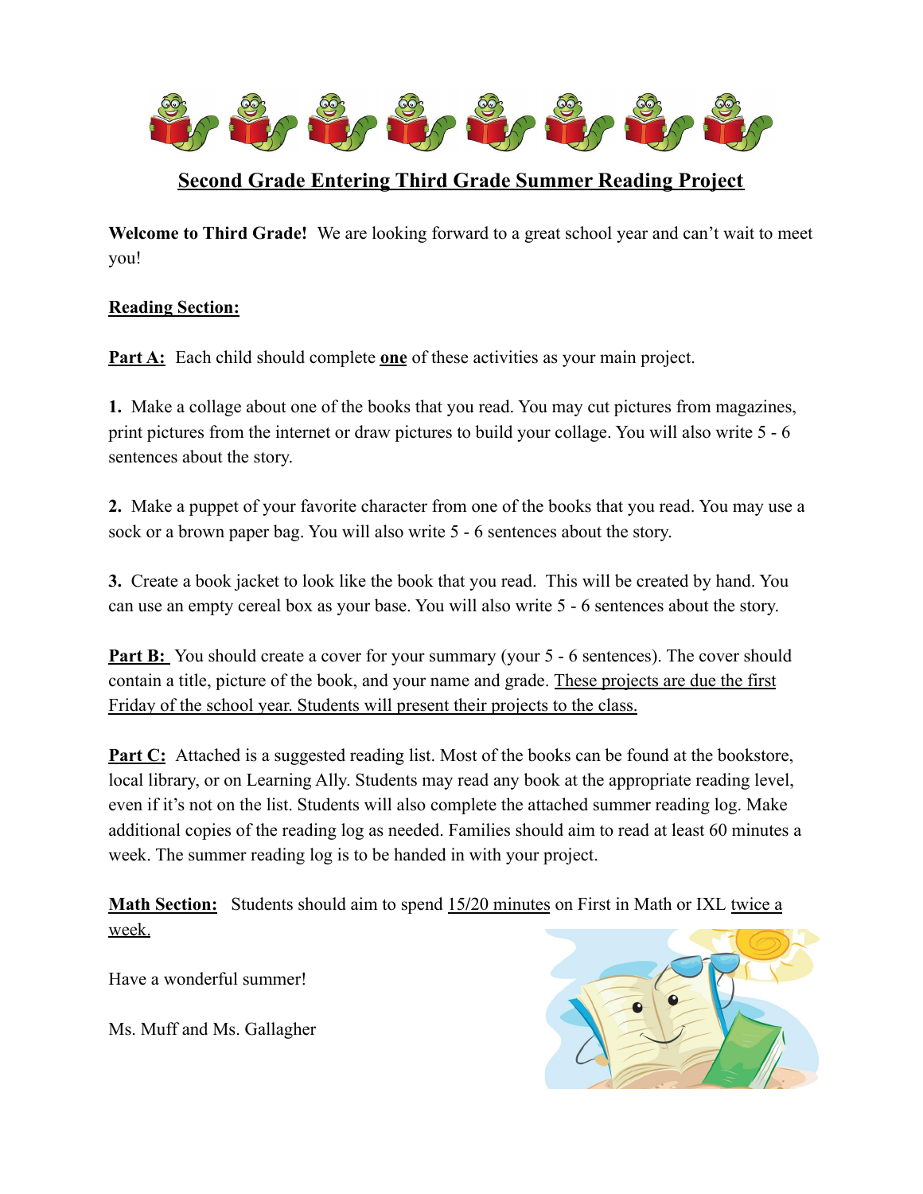# Second Grade Entering Third Grade Summer Reading Project

**Welcome to Third Grade!** We are looking forward to a great school year and can't wait to meet you!

## Reading Section:

**Part A:** Each child should complete **one** of these activities as your main project.

**1.** Make a collage about one of the books that you read. You may cut pictures from magazines, print pictures from the internet or draw pictures to build your collage. You will also write 5 - 6 sentences about the story.

**2.** Make a puppet of your favorite character from one of the books that you read. You may use a sock or a brown paper bag. You will also write 5 - 6 sentences about the story.

**3.** Create a book jacket to look like the book that you read. This will be created by hand. You can use an empty cereal box as your base. You will also write 5 - 6 sentences about the story.

**Part B:** You should create a cover for your summary (your 5 - 6 sentences). The cover should contain a title, picture of the book, and your name and grade. These projects are due the first Friday of the school year. Students will present their projects to the class.

**Part C:** Attached is a suggested reading list. Most of the books can be found at the bookstore, local library, or on Learning Ally. Students may read any book at the appropriate reading level, even if it's not on the list. Students will also complete the attached summer reading log. Make additional copies of the reading log as needed. Families should aim to read at least 60 minutes a week. The summer reading log is to be handed in with your project.

**Math Section:** Students should aim to spend 15/20 minutes on First in Math or IXL twice a week.

Have a wonderful summer!

Ms. Muff and Ms. Gallagher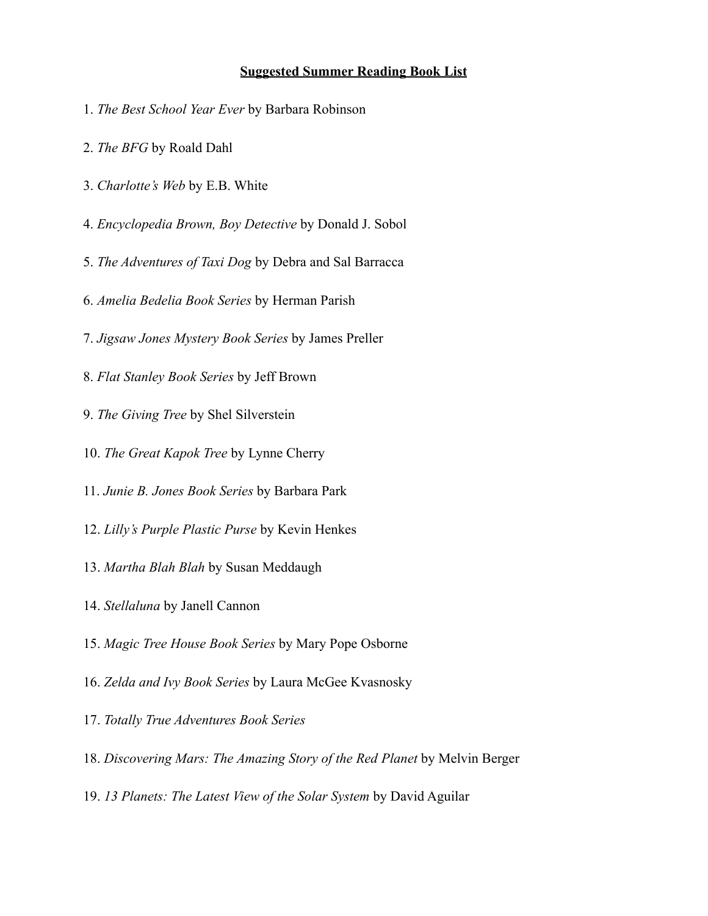**Suggested Summer Reading Book List**

1. *The Best School Year Ever* by Barbara Robinson

2. *The BFG* by Roald Dahl

3. *Charlotte's Web* by E.B. White

4. *Encyclopedia Brown, Boy Detective* by Donald J. Sobol

5. *The Adventures of Taxi Dog* by Debra and Sal Barracca

6. *Amelia Bedelia Book Series* by Herman Parish

7. *Jigsaw Jones Mystery Book Series* by James Preller

8. *Flat Stanley Book Series* by Jeff Brown

9. *The Giving Tree* by Shel Silverstein

10. *The Great Kapok Tree* by Lynne Cherry

11. *Junie B. Jones Book Series* by Barbara Park

12. *Lilly's Purple Plastic Purse* by Kevin Henkes

13. *Martha Blah Blah* by Susan Meddaugh

14. *Stellaluna* by Janell Cannon

15. *Magic Tree House Book Series* by Mary Pope Osborne

16. *Zelda and Ivy Book Series* by Laura McGee Kvasnosky

17. *Totally True Adventures Book Series*

18. *Discovering Mars: The Amazing Story of the Red Planet* by Melvin Berger

19. *13 Planets: The Latest View of the Solar System* by David Aguilar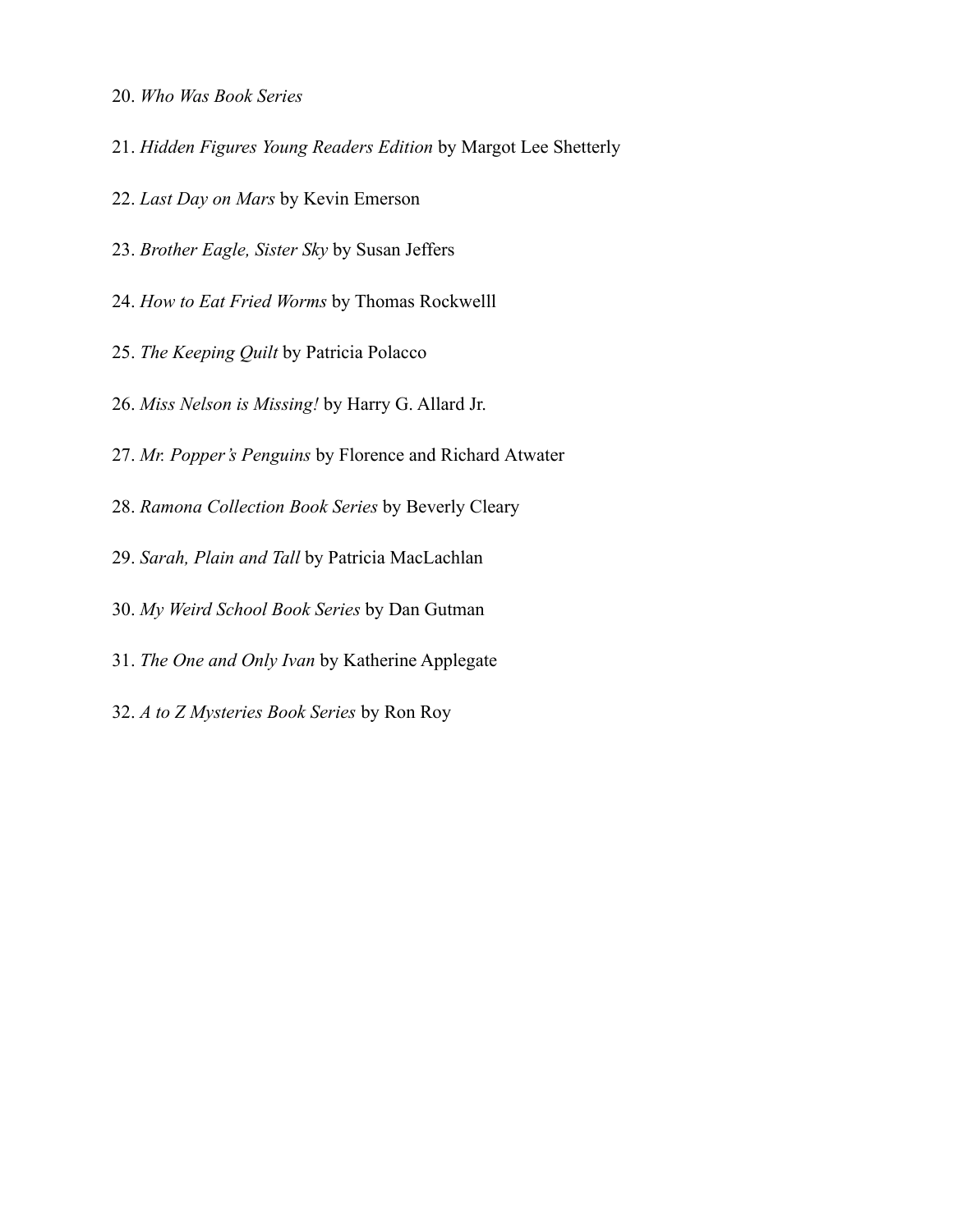20. *Who Was Book Series*

21. *Hidden Figures Young Readers Edition* by Margot Lee Shetterly

22. *Last Day on Mars* by Kevin Emerson

23. *Brother Eagle, Sister Sky* by Susan Jeffers

24. *How to Eat Fried Worms* by Thomas Rockwelll

25. *The Keeping Quilt* by Patricia Polacco

26. *Miss Nelson is Missing!* by Harry G. Allard Jr.

27. *Mr. Popper's Penguins* by Florence and Richard Atwater

28. *Ramona Collection Book Series* by Beverly Cleary

29. *Sarah, Plain and Tall* by Patricia MacLachlan

30. *My Weird School Book Series* by Dan Gutman

31. *The One and Only Ivan* by Katherine Applegate

32. *A to Z Mysteries Book Series* by Ron Roy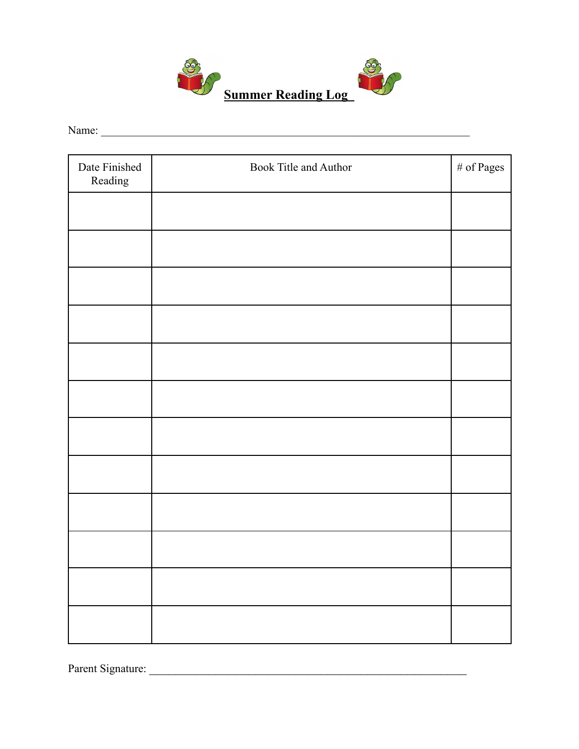# **Summer Reading Log**

Name: ______________________________________________________________________

| Date Finished Reading | Book Title and Author | # of Pages |
|---|---|---|
| | | |
| | | |
| | | |
| | | |
| | | |
| | | |
| | | |
| | | |
| | | |
| | | |
| | | |
| | | |

Parent Signature: ____________________________________________________________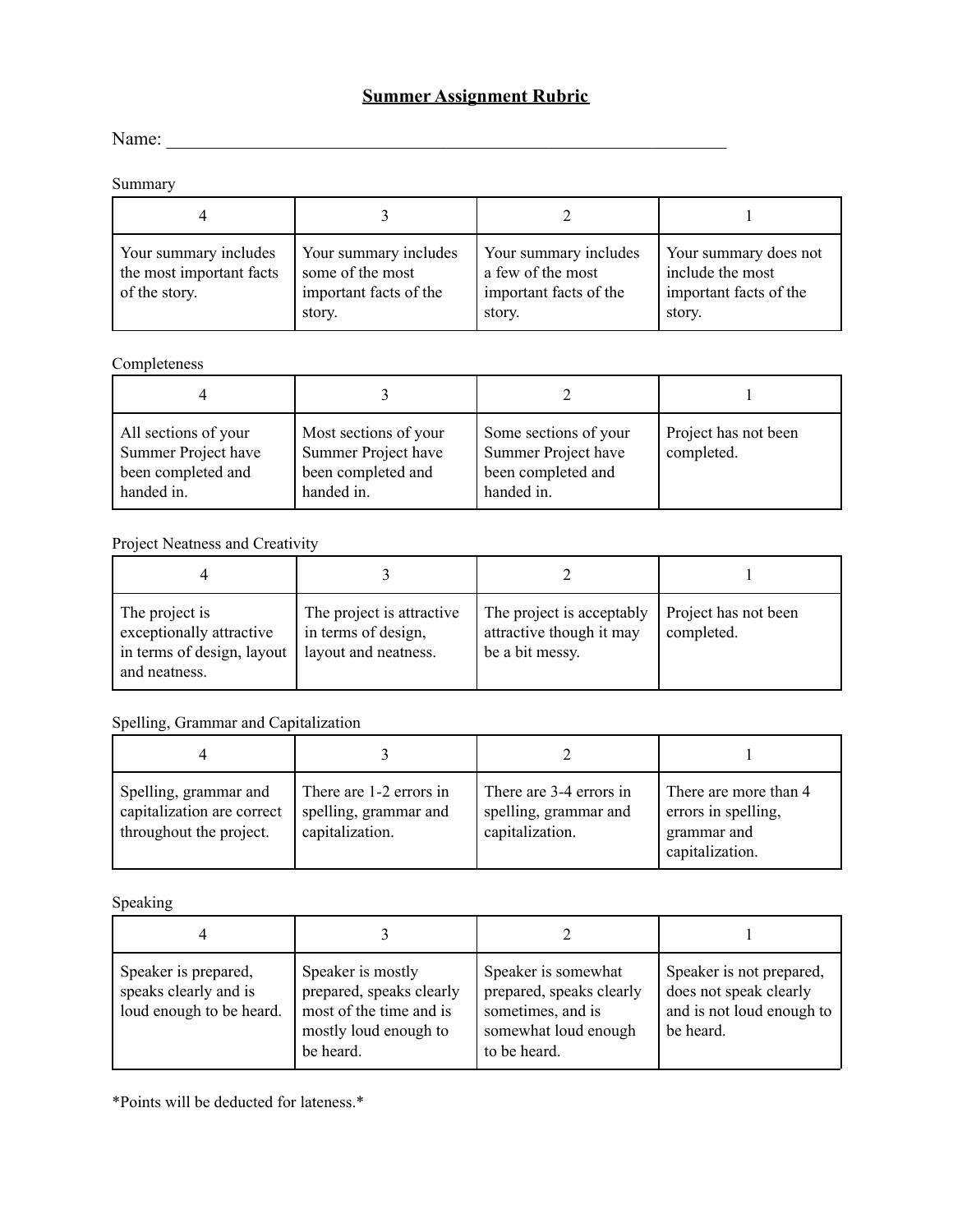## Summer Assignment Rubric

Name: ____________________________________________________________

Summary

| 4 | 3 | 2 | 1 |
|---|---|---|---|
| Your summary includes the most important facts of the story. | Your summary includes some of the most important facts of the story. | Your summary includes a few of the most important facts of the story. | Your summary does not include the most important facts of the story. |

Completeness

| 4 | 3 | 2 | 1 |
|---|---|---|---|
| All sections of your Summer Project have been completed and handed in. | Most sections of your Summer Project have been completed and handed in. | Some sections of your Summer Project have been completed and handed in. | Project has not been completed. |

Project Neatness and Creativity

| 4 | 3 | 2 | 1 |
|---|---|---|---|
| The project is exceptionally attractive in terms of design, layout and neatness. | The project is attractive in terms of design, layout and neatness. | The project is acceptably attractive though it may be a bit messy. | Project has not been completed. |

Spelling, Grammar and Capitalization

| 4 | 3 | 2 | 1 |
|---|---|---|---|
| Spelling, grammar and capitalization are correct throughout the project. | There are 1-2 errors in spelling, grammar and capitalization. | There are 3-4 errors in spelling, grammar and capitalization. | There are more than 4 errors in spelling, grammar and capitalization. |

Speaking

| 4 | 3 | 2 | 1 |
|---|---|---|---|
| Speaker is prepared, speaks clearly and is loud enough to be heard. | Speaker is mostly prepared, speaks clearly most of the time and is mostly loud enough to be heard. | Speaker is somewhat prepared, speaks clearly sometimes, and is somewhat loud enough to be heard. | Speaker is not prepared, does not speak clearly and is not loud enough to be heard. |

*Points will be deducted for lateness.*